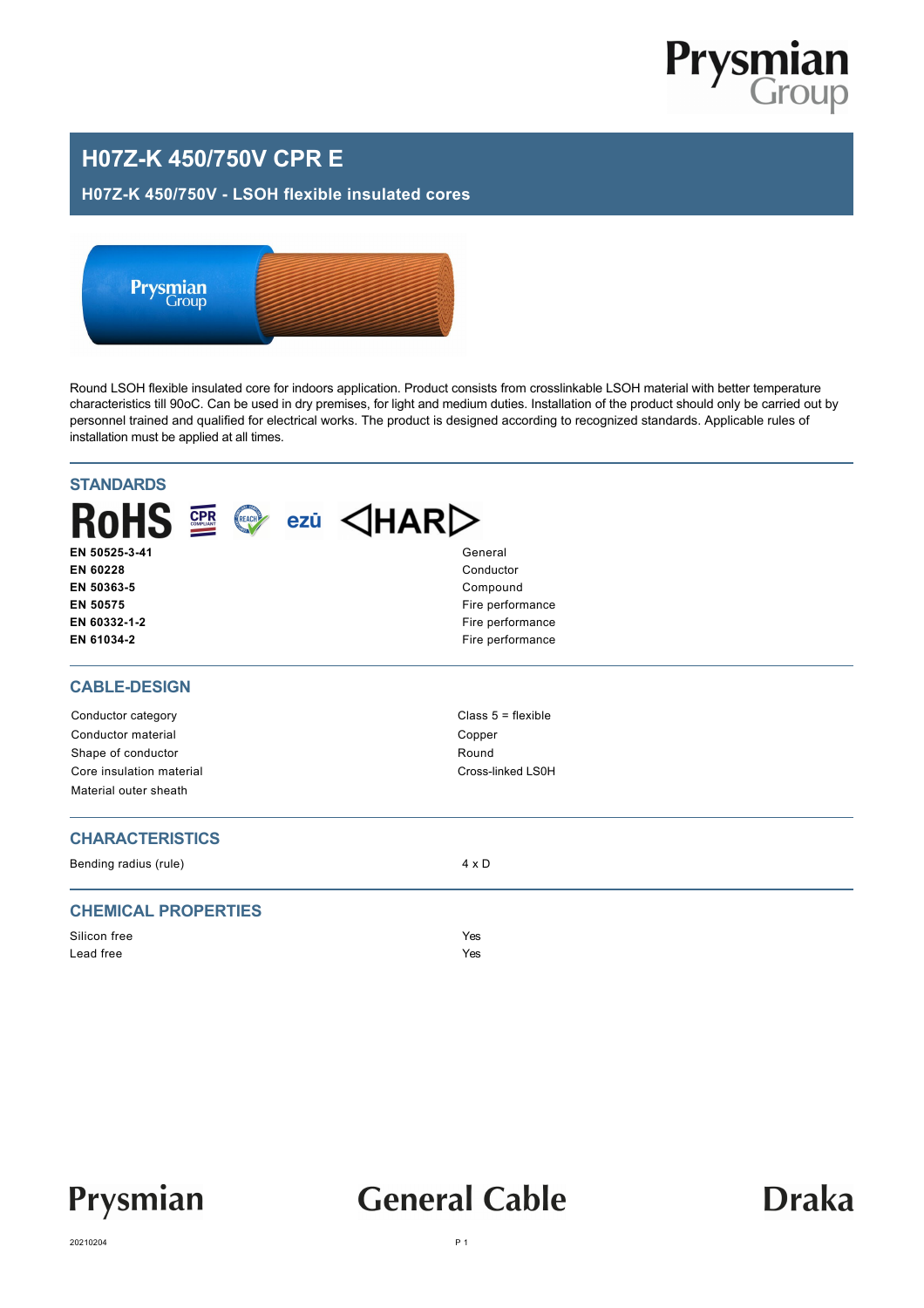# H07Z-K 450/750V CPR E

## H07Z-K 450/750V - LSOH flexible insulated cores

Round LSOH flexible insulated core for indoors application. Product consists from crosslinkable LSOH material with better temperature characteristics till 90oC. Can be used in dry premises, for light and medium duties. Installation of the product should only be carried out by personnel trained and qualified for electrical works. The product is designed according to recognized standards. Applicable rules of installation must be applied at all times.

## STANDARDS

RoHS CPR REACH ezü HAR

| | |
|---|---|
| **EN 50525-3-41** | General |
| **EN 60228** | Conductor |
| **EN 50363-5** | Compound |
| **EN 50575** | Fire performance |
| **EN 60332-1-2** | Fire performance |
| **EN 61034-2** | Fire performance |

## CABLE-DESIGN

| | |
|---|---|
| Conductor category | Class 5 = flexible |
| Conductor material | Copper |
| Shape of conductor | Round |
| Core insulation material | Cross-linked LS0H |
| Material outer sheath | |

## CHARACTERISTICS

| | |
|---|---|
| Bending radius (rule) | 4 x D |

## CHEMICAL PROPERTIES

| | |
|---|---|
| Silicon free | Yes |
| Lead free | Yes |

Prysmian General Cable Draka

20210204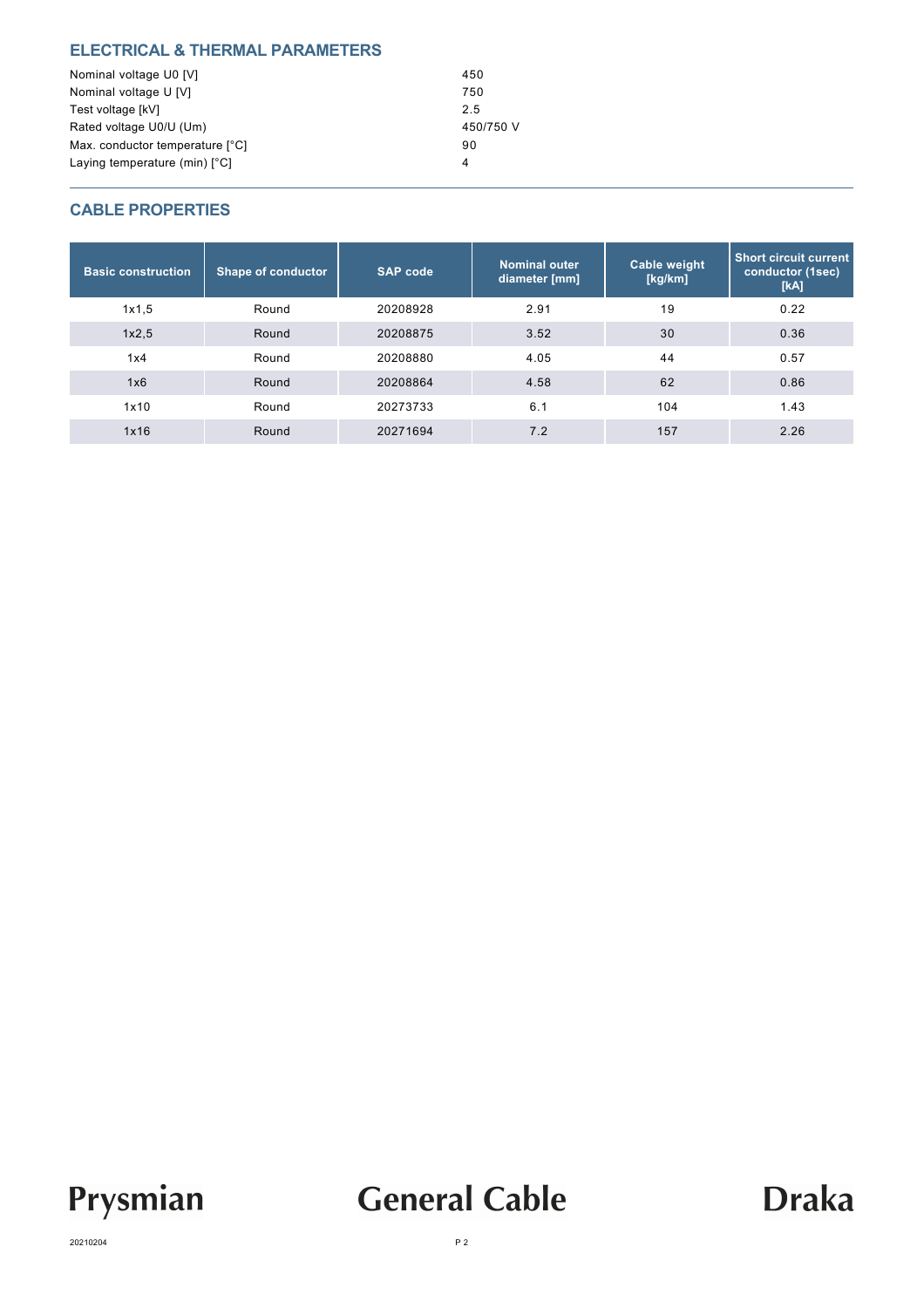## ELECTRICAL & THERMAL PARAMETERS

| | |
|---|---|
| Nominal voltage U0 [V] | 450 |
| Nominal voltage U [V] | 750 |
| Test voltage [kV] | 2.5 |
| Rated voltage U0/U (Um) | 450/750 V |
| Max. conductor temperature [°C] | 90 |
| Laying temperature (min) [°C] | 4 |

## CABLE PROPERTIES

| Basic construction | Shape of conductor | SAP code | Nominal outer diameter [mm] | Cable weight [kg/km] | Short circuit current conductor (1sec) [kA] |
|---|---|---|---|---|---|
| 1x1,5 | Round | 20208928 | 2.91 | 19 | 0.22 |
| 1x2,5 | Round | 20208875 | 3.52 | 30 | 0.36 |
| 1x4 | Round | 20208880 | 4.05 | 44 | 0.57 |
| 1x6 | Round | 20208864 | 4.58 | 62 | 0.86 |
| 1x10 | Round | 20273733 | 6.1 | 104 | 1.43 |
| 1x16 | Round | 20271694 | 7.2 | 157 | 2.26 |

Prysmian General Cable Draka

20210204